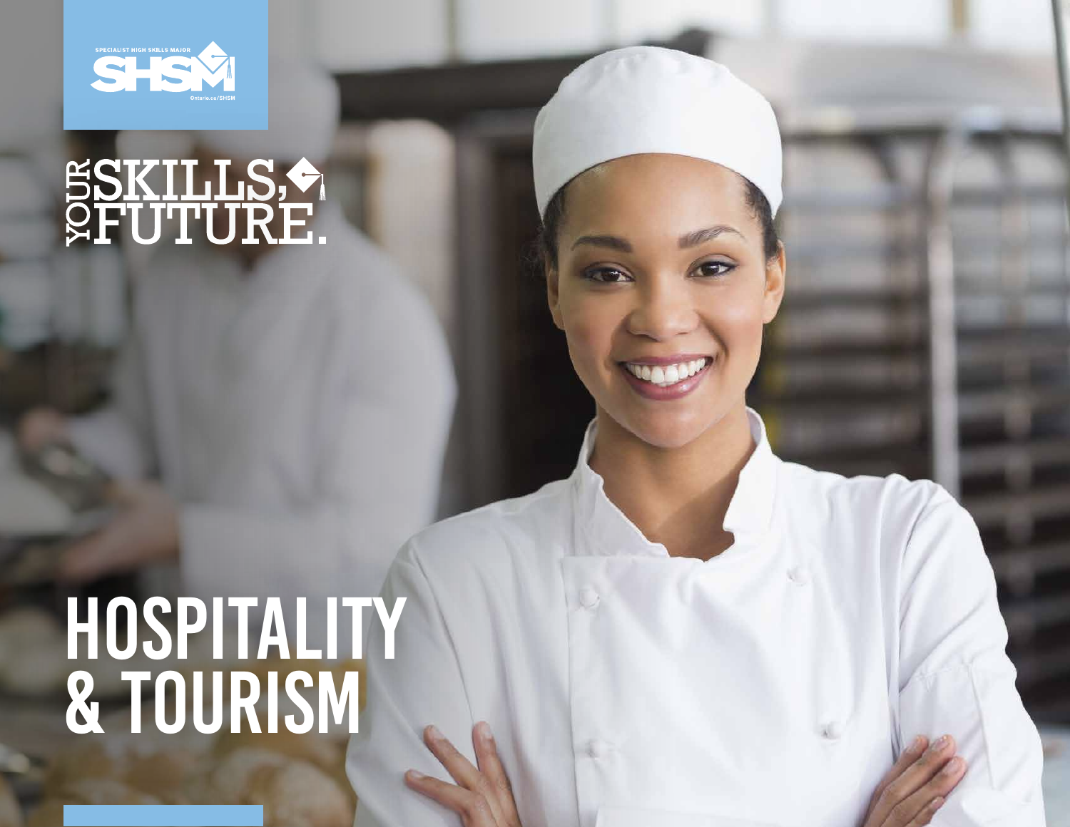SPECIALIST HIGH SKILLS MAJOR

SHSM

Ontario.ca/SHSM

YOUR SKILLS, FUTURE.

# HOSPITALITY & TOURISM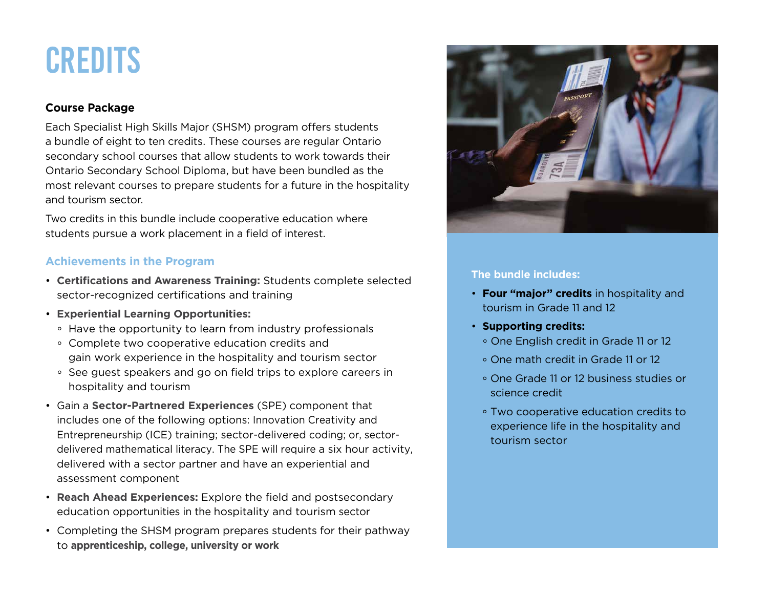# CREDITS

### Course Package

Each Specialist High Skills Major (SHSM) program offers students a bundle of eight to ten credits. These courses are regular Ontario secondary school courses that allow students to work towards their Ontario Secondary School Diploma, but have been bundled as the most relevant courses to prepare students for a future in the hospitality and tourism sector.

Two credits in this bundle include cooperative education where students pursue a work placement in a field of interest.

### Achievements in the Program

- **Certifications and Awareness Training:** Students complete selected sector-recognized certifications and training
- **Experiential Learning Opportunities:**
  - Have the opportunity to learn from industry professionals
  - Complete two cooperative education credits and gain work experience in the hospitality and tourism sector
  - See guest speakers and go on field trips to explore careers in hospitality and tourism
- Gain a **Sector-Partnered Experiences** (SPE) component that includes one of the following options: Innovation Creativity and Entrepreneurship (ICE) training; sector-delivered coding; or, sector-delivered mathematical literacy. The SPE will require a six hour activity, delivered with a sector partner and have an experiential and assessment component
- **Reach Ahead Experiences:** Explore the field and postsecondary education opportunities in the hospitality and tourism sector
- Completing the SHSM program prepares students for their pathway to **apprenticeship, college, university or work**

**The bundle includes:**

- **Four "major" credits** in hospitality and tourism in Grade 11 and 12
- **Supporting credits:**
  - One English credit in Grade 11 or 12
  - One math credit in Grade 11 or 12
  - One Grade 11 or 12 business studies or science credit
  - Two cooperative education credits to experience life in the hospitality and tourism sector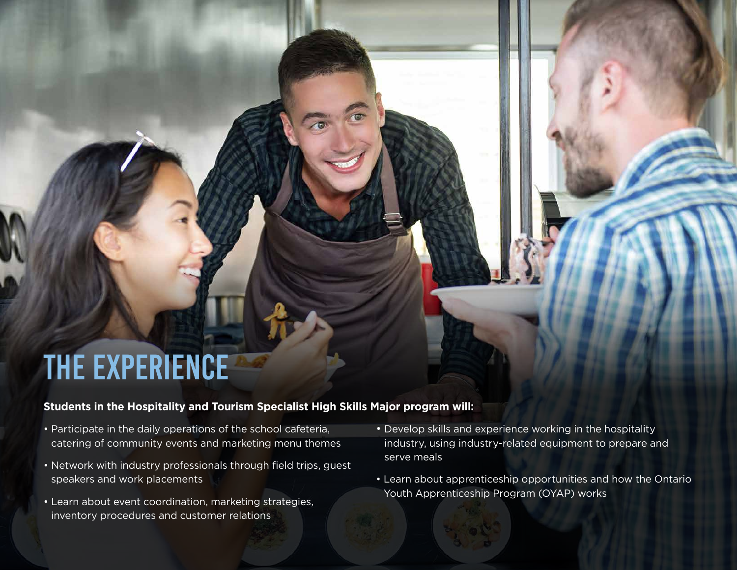# THE EXPERIENCE

**Students in the Hospitality and Tourism Specialist High Skills Major program will:**

- Participate in the daily operations of the school cafeteria, catering of community events and marketing menu themes
- Network with industry professionals through field trips, guest speakers and work placements
- Learn about event coordination, marketing strategies, inventory procedures and customer relations
- Develop skills and experience working in the hospitality industry, using industry-related equipment to prepare and serve meals
- Learn about apprenticeship opportunities and how the Ontario Youth Apprenticeship Program (OYAP) works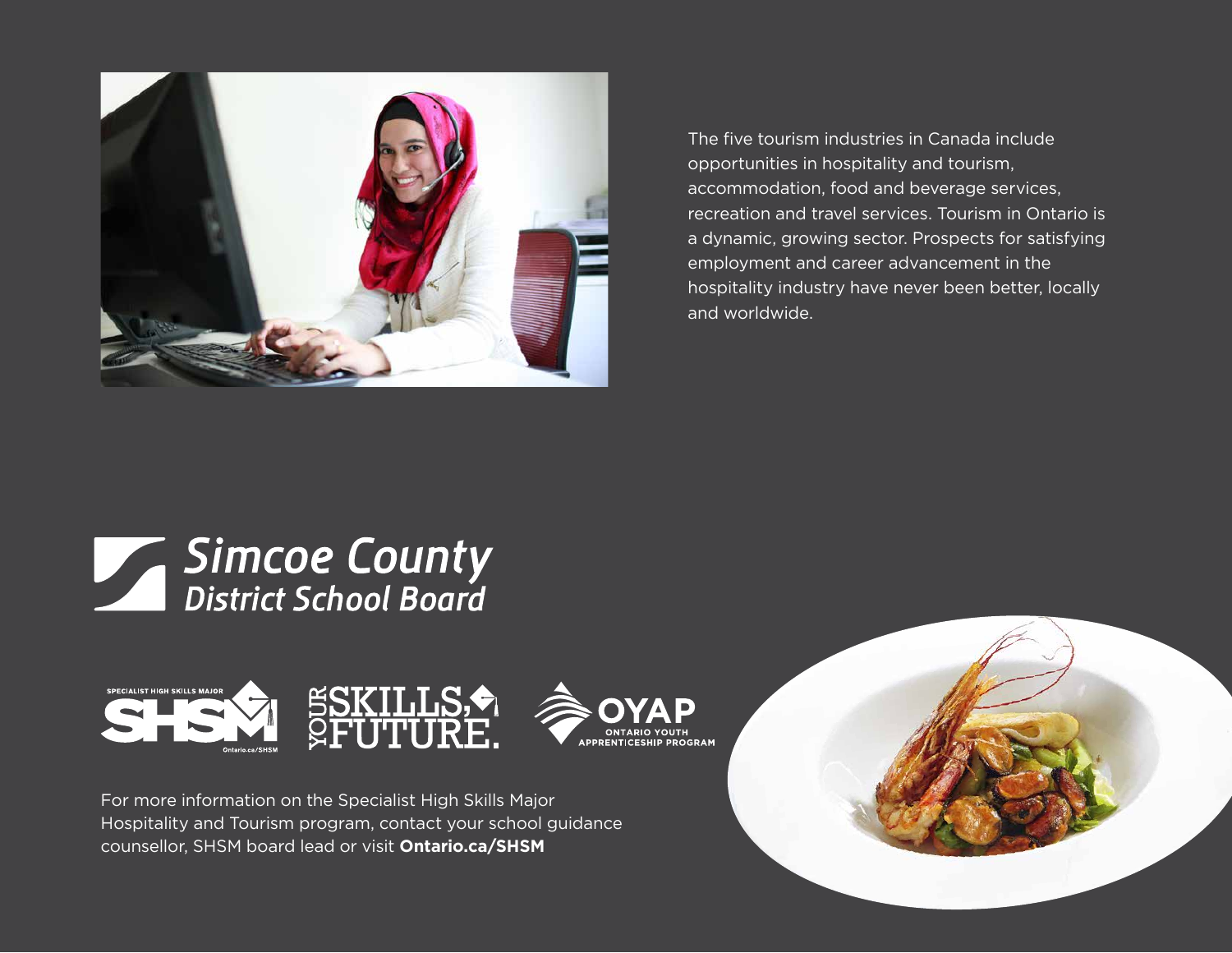The five tourism industries in Canada include opportunities in hospitality and tourism, accommodation, food and beverage services, recreation and travel services. Tourism in Ontario is a dynamic, growing sector. Prospects for satisfying employment and career advancement in the hospitality industry have never been better, locally and worldwide.

Simcoe County District School Board

SPECIALIST HIGH SKILLS MAJOR SHSM Ontario.ca/SHSM

YOUR SKILLS, YOUR FUTURE.

OYAP ONTARIO YOUTH APPRENTICESHIP PROGRAM

For more information on the Specialist High Skills Major Hospitality and Tourism program, contact your school guidance counsellor, SHSM board lead or visit **Ontario.ca/SHSM**